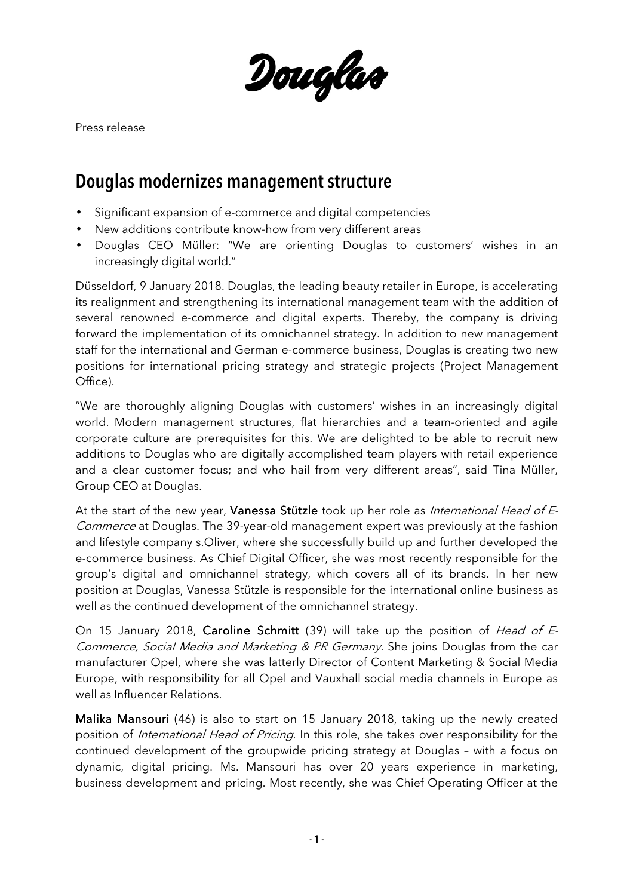Douglas

Press release

# Douglas modernizes management structure

- Significant expansion of e-commerce and digital competencies
- New additions contribute know-how from very different areas
- Douglas CEO Müller: "We are orienting Douglas to customers' wishes in an increasingly digital world."

Düsseldorf, 9 January 2018. Douglas, the leading beauty retailer in Europe, is accelerating its realignment and strengthening its international management team with the addition of several renowned e-commerce and digital experts. Thereby, the company is driving forward the implementation of its omnichannel strategy. In addition to new management staff for the international and German e-commerce business, Douglas is creating two new positions for international pricing strategy and strategic projects (Project Management Office).

"We are thoroughly aligning Douglas with customers' wishes in an increasingly digital world. Modern management structures, flat hierarchies and a team-oriented and agile corporate culture are prerequisites for this. We are delighted to be able to recruit new additions to Douglas who are digitally accomplished team players with retail experience and a clear customer focus; and who hail from very different areas", said Tina Müller, Group CEO at Douglas.

At the start of the new year, **Vanessa Stützle** took up her role as *International Head of E-Commerce* at Douglas. The 39-year-old management expert was previously at the fashion and lifestyle company s.Oliver, where she successfully build up and further developed the e-commerce business. As Chief Digital Officer, she was most recently responsible for the group's digital and omnichannel strategy, which covers all of its brands. In her new position at Douglas, Vanessa Stützle is responsible for the international online business as well as the continued development of the omnichannel strategy.

On 15 January 2018, **Caroline Schmitt** (39) will take up the position of *Head of E-Commerce, Social Media and Marketing & PR Germany.* She joins Douglas from the car manufacturer Opel, where she was latterly Director of Content Marketing & Social Media Europe, with responsibility for all Opel and Vauxhall social media channels in Europe as well as Influencer Relations.

**Malika Mansouri** (46) is also to start on 15 January 2018, taking up the newly created position of *International Head of Pricing*. In this role, she takes over responsibility for the continued development of the groupwide pricing strategy at Douglas – with a focus on dynamic, digital pricing. Ms. Mansouri has over 20 years experience in marketing, business development and pricing. Most recently, she was Chief Operating Officer at the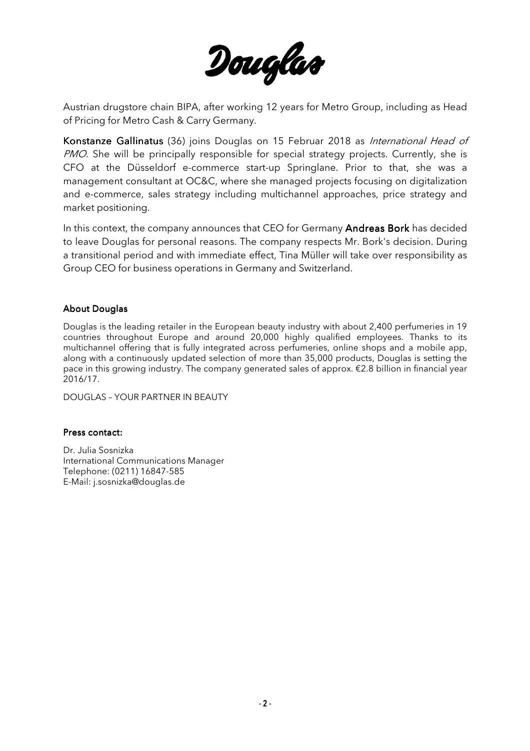Austrian drugstore chain BIPA, after working 12 years for Metro Group, including as Head of Pricing for Metro Cash & Carry Germany.

**Konstanze Gallinatus** (36) joins Douglas on 15 Februar 2018 as *International Head of PMO*. She will be principally responsible for special strategy projects. Currently, she is CFO at the Düsseldorf e-commerce start-up Springlane. Prior to that, she was a management consultant at OC&C, where she managed projects focusing on digitalization and e-commerce, sales strategy including multichannel approaches, price strategy and market positioning.

In this context, the company announces that CEO for Germany **Andreas Bork** has decided to leave Douglas for personal reasons. The company respects Mr. Bork's decision. During a transitional period and with immediate effect, Tina Müller will take over responsibility as Group CEO for business operations in Germany and Switzerland.

## About Douglas

Douglas is the leading retailer in the European beauty industry with about 2,400 perfumeries in 19 countries throughout Europe and around 20,000 highly qualified employees. Thanks to its multichannel offering that is fully integrated across perfumeries, online shops and a mobile app, along with a continuously updated selection of more than 35,000 products, Douglas is setting the pace in this growing industry. The company generated sales of approx. €2.8 billion in financial year 2016/17.

DOUGLAS – YOUR PARTNER IN BEAUTY

## Press contact:

Dr. Julia Sosnizka
International Communications Manager
Telephone: (0211) 16847-585
E-Mail: j.sosnizka@douglas.de